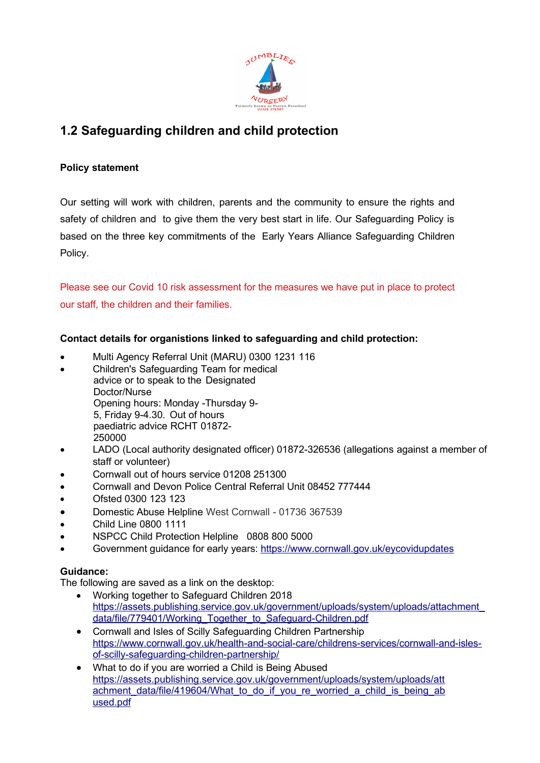# 1.2 Safeguarding children and child protection

**Policy statement**

Our setting will work with children, parents and the community to ensure the rights and safety of children and to give them the very best start in life. Our Safeguarding Policy is based on the three key commitments of the Early Years Alliance Safeguarding Children Policy.

Please see our Covid 10 risk assessment for the measures we have put in place to protect our staff, the children and their families.

**Contact details for organistions linked to safeguarding and child protection:**

- Multi Agency Referral Unit (MARU) 0300 1231 116
- Children's Safeguarding Team for medical advice or to speak to the Designated Doctor/Nurse
  Opening hours: Monday -Thursday 9-5, Friday 9-4.30. Out of hours paediatric advice RCHT 01872-250000
- LADO (Local authority designated officer) 01872-326536 (allegations against a member of staff or volunteer)
- Cornwall out of hours service 01208 251300
- Cornwall and Devon Police Central Referral Unit 08452 777444
- Ofsted 0300 123 123
- Domestic Abuse Helpline West Cornwall - 01736 367539
- Child Line 0800 1111
- NSPCC Child Protection Helpline 0808 800 5000
- Government guidance for early years: https://www.cornwall.gov.uk/eycovidupdates

**Guidance:**
The following are saved as a link on the desktop:

- Working together to Safeguard Children 2018
  https://assets.publishing.service.gov.uk/government/uploads/system/uploads/attachment_data/file/779401/Working_Together_to_Safeguard-Children.pdf
- Cornwall and Isles of Scilly Safeguarding Children Partnership
  https://www.cornwall.gov.uk/health-and-social-care/childrens-services/cornwall-and-isles-of-scilly-safeguarding-children-partnership/
- What to do if you are worried a Child is Being Abused
  https://assets.publishing.service.gov.uk/government/uploads/system/uploads/attachment_data/file/419604/What_to_do_if_you_re_worried_a_child_is_being_abused.pdf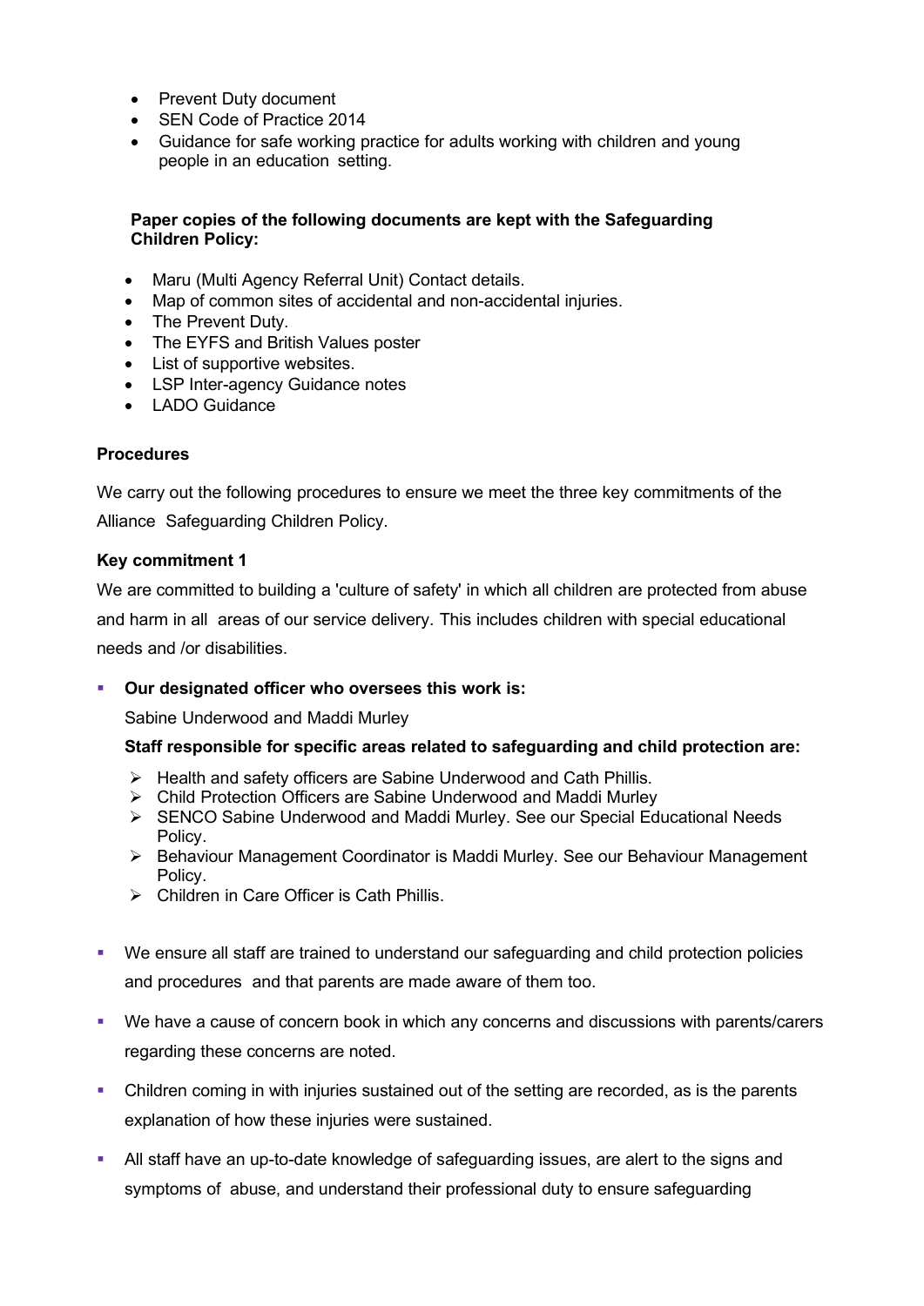- Prevent Duty document
- SEN Code of Practice 2014
- Guidance for safe working practice for adults working with children and young people in an education setting.

**Paper copies of the following documents are kept with the Safeguarding Children Policy:**

- Maru (Multi Agency Referral Unit) Contact details.
- Map of common sites of accidental and non-accidental injuries.
- The Prevent Duty.
- The EYFS and British Values poster
- List of supportive websites.
- LSP Inter-agency Guidance notes
- LADO Guidance

**Procedures**

We carry out the following procedures to ensure we meet the three key commitments of the Alliance Safeguarding Children Policy.

**Key commitment 1**

We are committed to building a 'culture of safety' in which all children are protected from abuse and harm in all areas of our service delivery. This includes children with special educational needs and /or disabilities.

- **Our designated officer who oversees this work is:**

  Sabine Underwood and Maddi Murley

  **Staff responsible for specific areas related to safeguarding and child protection are:**

  - Health and safety officers are Sabine Underwood and Cath Phillis.
  - Child Protection Officers are Sabine Underwood and Maddi Murley
  - SENCO Sabine Underwood and Maddi Murley. See our Special Educational Needs Policy.
  - Behaviour Management Coordinator is Maddi Murley. See our Behaviour Management Policy.
  - Children in Care Officer is Cath Phillis.

- We ensure all staff are trained to understand our safeguarding and child protection policies and procedures and that parents are made aware of them too.
- We have a cause of concern book in which any concerns and discussions with parents/carers regarding these concerns are noted.
- Children coming in with injuries sustained out of the setting are recorded, as is the parents explanation of how these injuries were sustained.
- All staff have an up-to-date knowledge of safeguarding issues, are alert to the signs and symptoms of abuse, and understand their professional duty to ensure safeguarding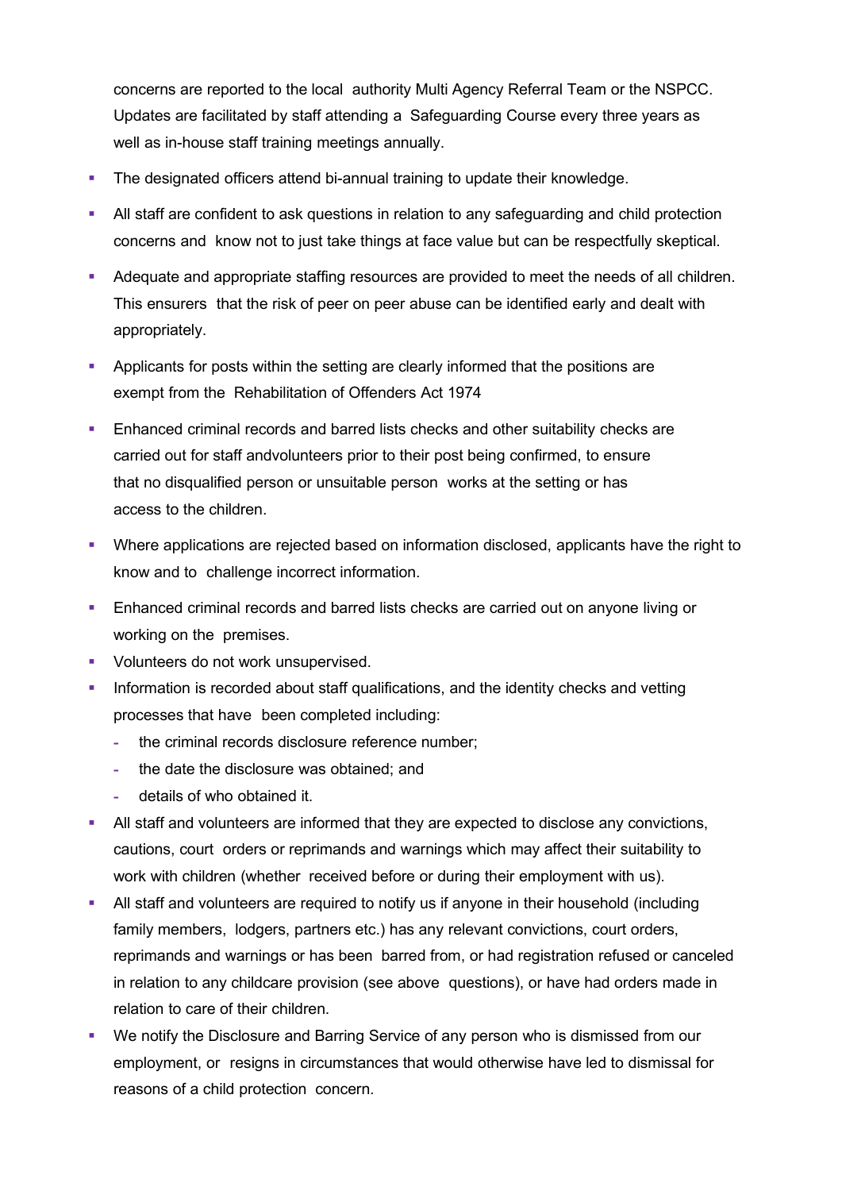concerns are reported to the local authority Multi Agency Referral Team or the NSPCC. Updates are facilitated by staff attending a Safeguarding Course every three years as well as in-house staff training meetings annually.

- The designated officers attend bi-annual training to update their knowledge.
- All staff are confident to ask questions in relation to any safeguarding and child protection concerns and know not to just take things at face value but can be respectfully skeptical.
- Adequate and appropriate staffing resources are provided to meet the needs of all children. This ensurers that the risk of peer on peer abuse can be identified early and dealt with appropriately.
- Applicants for posts within the setting are clearly informed that the positions are exempt from the Rehabilitation of Offenders Act 1974
- Enhanced criminal records and barred lists checks and other suitability checks are carried out for staff andvolunteers prior to their post being confirmed, to ensure that no disqualified person or unsuitable person works at the setting or has access to the children.
- Where applications are rejected based on information disclosed, applicants have the right to know and to challenge incorrect information.
- Enhanced criminal records and barred lists checks are carried out on anyone living or working on the premises.
- Volunteers do not work unsupervised.
- Information is recorded about staff qualifications, and the identity checks and vetting processes that have been completed including:
  - the criminal records disclosure reference number;
  - the date the disclosure was obtained; and
  - details of who obtained it.
- All staff and volunteers are informed that they are expected to disclose any convictions, cautions, court orders or reprimands and warnings which may affect their suitability to work with children (whether received before or during their employment with us).
- All staff and volunteers are required to notify us if anyone in their household (including family members, lodgers, partners etc.) has any relevant convictions, court orders, reprimands and warnings or has been barred from, or had registration refused or canceled in relation to any childcare provision (see above questions), or have had orders made in relation to care of their children.
- We notify the Disclosure and Barring Service of any person who is dismissed from our employment, or resigns in circumstances that would otherwise have led to dismissal for reasons of a child protection concern.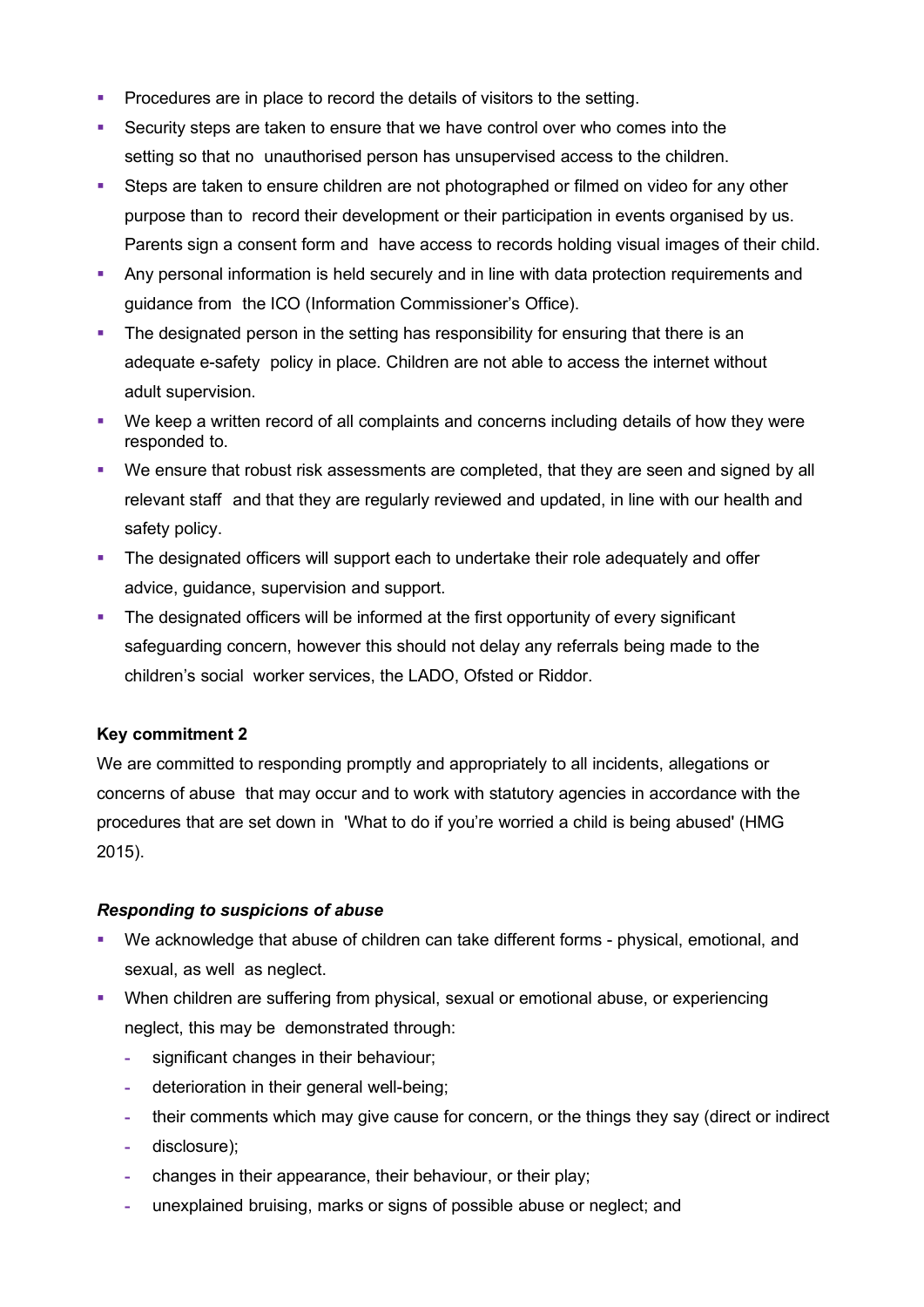- Procedures are in place to record the details of visitors to the setting.
- Security steps are taken to ensure that we have control over who comes into the setting so that no unauthorised person has unsupervised access to the children.
- Steps are taken to ensure children are not photographed or filmed on video for any other purpose than to record their development or their participation in events organised by us. Parents sign a consent form and have access to records holding visual images of their child.
- Any personal information is held securely and in line with data protection requirements and guidance from the ICO (Information Commissioner's Office).
- The designated person in the setting has responsibility for ensuring that there is an adequate e-safety policy in place. Children are not able to access the internet without adult supervision.
- We keep a written record of all complaints and concerns including details of how they were responded to.
- We ensure that robust risk assessments are completed, that they are seen and signed by all relevant staff and that they are regularly reviewed and updated, in line with our health and safety policy.
- The designated officers will support each to undertake their role adequately and offer advice, guidance, supervision and support.
- The designated officers will be informed at the first opportunity of every significant safeguarding concern, however this should not delay any referrals being made to the children's social worker services, the LADO, Ofsted or Riddor.

**Key commitment 2**

We are committed to responding promptly and appropriately to all incidents, allegations or concerns of abuse that may occur and to work with statutory agencies in accordance with the procedures that are set down in 'What to do if you're worried a child is being abused' (HMG 2015).

***Responding to suspicions of abuse***

- We acknowledge that abuse of children can take different forms - physical, emotional, and sexual, as well as neglect.
- When children are suffering from physical, sexual or emotional abuse, or experiencing neglect, this may be demonstrated through:
  - significant changes in their behaviour;
  - deterioration in their general well-being;
  - their comments which may give cause for concern, or the things they say (direct or indirect
  - disclosure);
  - changes in their appearance, their behaviour, or their play;
  - unexplained bruising, marks or signs of possible abuse or neglect; and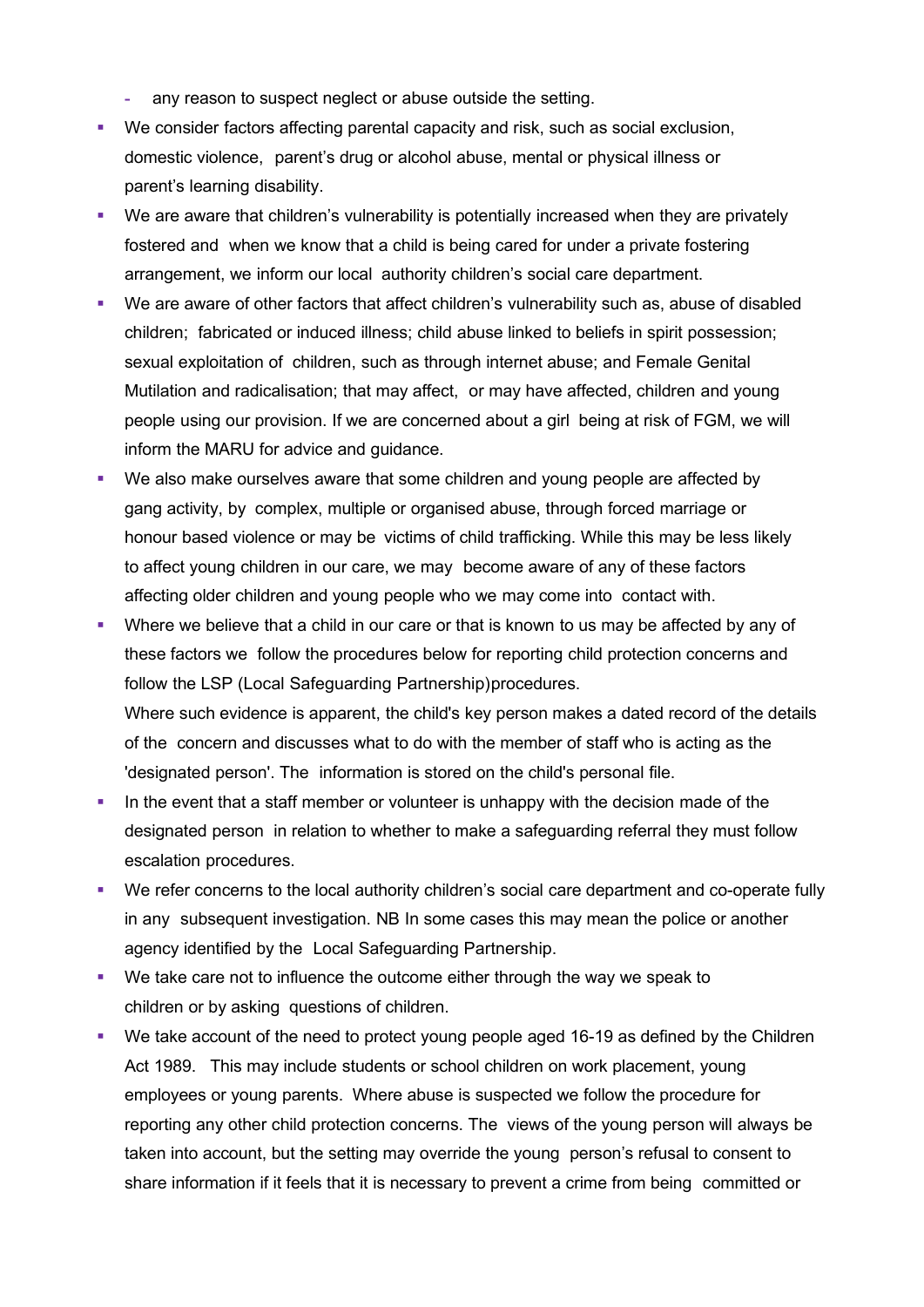- any reason to suspect neglect or abuse outside the setting.
- We consider factors affecting parental capacity and risk, such as social exclusion, domestic violence, parent's drug or alcohol abuse, mental or physical illness or parent's learning disability.
- We are aware that children's vulnerability is potentially increased when they are privately fostered and when we know that a child is being cared for under a private fostering arrangement, we inform our local authority children's social care department.
- We are aware of other factors that affect children's vulnerability such as, abuse of disabled children; fabricated or induced illness; child abuse linked to beliefs in spirit possession; sexual exploitation of children, such as through internet abuse; and Female Genital Mutilation and radicalisation; that may affect, or may have affected, children and young people using our provision. If we are concerned about a girl being at risk of FGM, we will inform the MARU for advice and guidance.
- We also make ourselves aware that some children and young people are affected by gang activity, by complex, multiple or organised abuse, through forced marriage or honour based violence or may be victims of child trafficking. While this may be less likely to affect young children in our care, we may become aware of any of these factors affecting older children and young people who we may come into contact with.
- Where we believe that a child in our care or that is known to us may be affected by any of these factors we follow the procedures below for reporting child protection concerns and follow the LSP (Local Safeguarding Partnership)procedures.

  Where such evidence is apparent, the child's key person makes a dated record of the details of the concern and discusses what to do with the member of staff who is acting as the 'designated person'. The information is stored on the child's personal file.
- In the event that a staff member or volunteer is unhappy with the decision made of the designated person in relation to whether to make a safeguarding referral they must follow escalation procedures.
- We refer concerns to the local authority children's social care department and co-operate fully in any subsequent investigation. NB In some cases this may mean the police or another agency identified by the Local Safeguarding Partnership.
- We take care not to influence the outcome either through the way we speak to children or by asking questions of children.
- We take account of the need to protect young people aged 16-19 as defined by the Children Act 1989. This may include students or school children on work placement, young employees or young parents. Where abuse is suspected we follow the procedure for reporting any other child protection concerns. The views of the young person will always be taken into account, but the setting may override the young person's refusal to consent to share information if it feels that it is necessary to prevent a crime from being committed or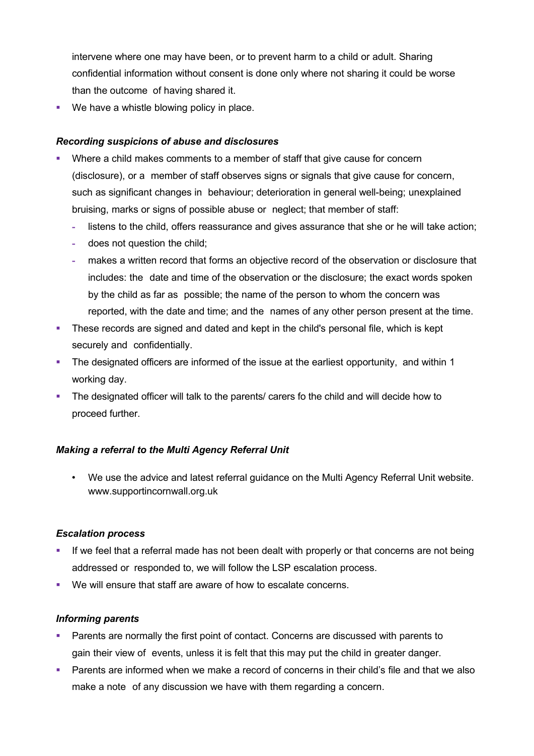intervene where one may have been, or to prevent harm to a child or adult. Sharing confidential information without consent is done only where not sharing it could be worse than the outcome of having shared it.

- We have a whistle blowing policy in place.

***Recording suspicions of abuse and disclosures***

- Where a child makes comments to a member of staff that give cause for concern (disclosure), or a member of staff observes signs or signals that give cause for concern, such as significant changes in behaviour; deterioration in general well-being; unexplained bruising, marks or signs of possible abuse or neglect; that member of staff:
  - listens to the child, offers reassurance and gives assurance that she or he will take action;
  - does not question the child;
  - makes a written record that forms an objective record of the observation or disclosure that includes: the date and time of the observation or the disclosure; the exact words spoken by the child as far as possible; the name of the person to whom the concern was reported, with the date and time; and the names of any other person present at the time.
- These records are signed and dated and kept in the child's personal file, which is kept securely and confidentially.
- The designated officers are informed of the issue at the earliest opportunity, and within 1 working day.
- The designated officer will talk to the parents/ carers fo the child and will decide how to proceed further.

***Making a referral to the Multi Agency Referral Unit***

- We use the advice and latest referral guidance on the Multi Agency Referral Unit website. www.supportincornwall.org.uk

***Escalation process***

- If we feel that a referral made has not been dealt with properly or that concerns are not being addressed or responded to, we will follow the LSP escalation process.
- We will ensure that staff are aware of how to escalate concerns.

***Informing parents***

- Parents are normally the first point of contact. Concerns are discussed with parents to gain their view of events, unless it is felt that this may put the child in greater danger.
- Parents are informed when we make a record of concerns in their child's file and that we also make a note of any discussion we have with them regarding a concern.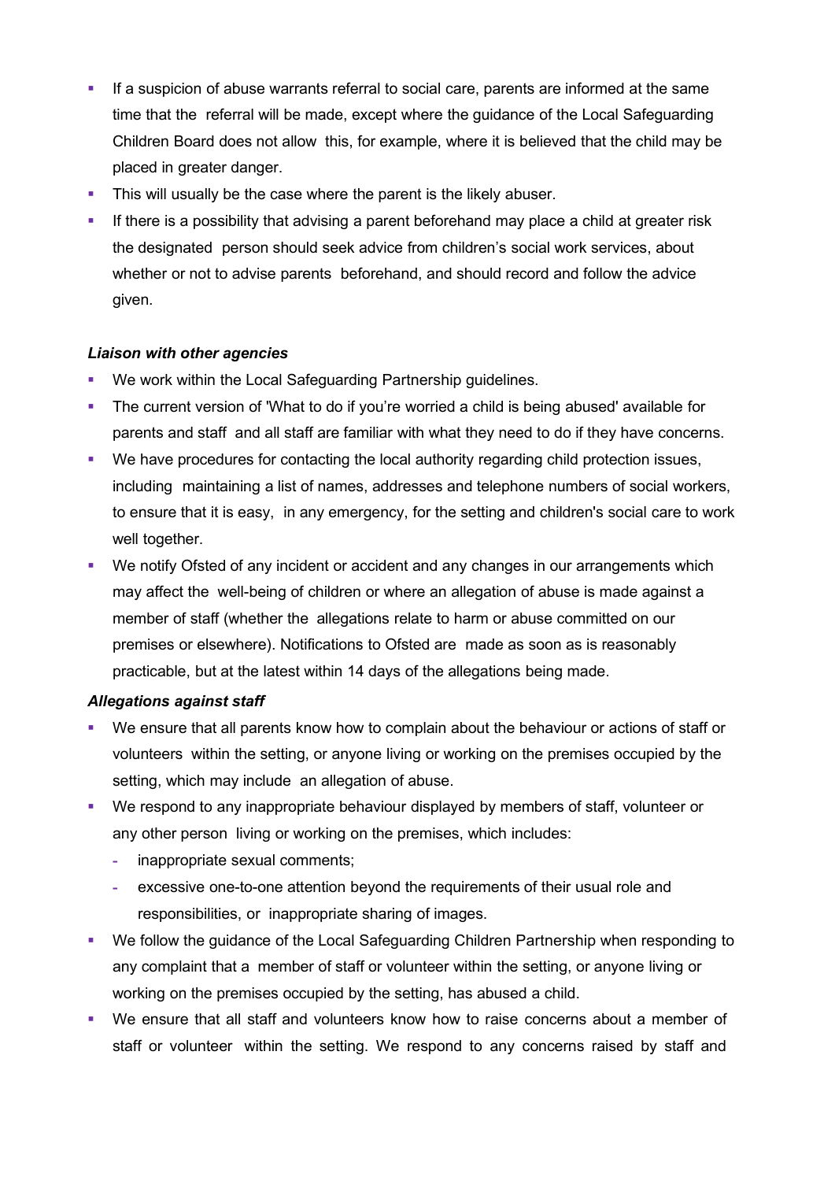- If a suspicion of abuse warrants referral to social care, parents are informed at the same time that the referral will be made, except where the guidance of the Local Safeguarding Children Board does not allow this, for example, where it is believed that the child may be placed in greater danger.
- This will usually be the case where the parent is the likely abuser.
- If there is a possibility that advising a parent beforehand may place a child at greater risk the designated person should seek advice from children's social work services, about whether or not to advise parents beforehand, and should record and follow the advice given.

***Liaison with other agencies***

- We work within the Local Safeguarding Partnership guidelines.
- The current version of 'What to do if you're worried a child is being abused' available for parents and staff and all staff are familiar with what they need to do if they have concerns.
- We have procedures for contacting the local authority regarding child protection issues, including maintaining a list of names, addresses and telephone numbers of social workers, to ensure that it is easy, in any emergency, for the setting and children's social care to work well together.
- We notify Ofsted of any incident or accident and any changes in our arrangements which may affect the well-being of children or where an allegation of abuse is made against a member of staff (whether the allegations relate to harm or abuse committed on our premises or elsewhere). Notifications to Ofsted are made as soon as is reasonably practicable, but at the latest within 14 days of the allegations being made.

***Allegations against staff***

- We ensure that all parents know how to complain about the behaviour or actions of staff or volunteers within the setting, or anyone living or working on the premises occupied by the setting, which may include an allegation of abuse.
- We respond to any inappropriate behaviour displayed by members of staff, volunteer or any other person living or working on the premises, which includes:
  - inappropriate sexual comments;
  - excessive one-to-one attention beyond the requirements of their usual role and responsibilities, or inappropriate sharing of images.
- We follow the guidance of the Local Safeguarding Children Partnership when responding to any complaint that a member of staff or volunteer within the setting, or anyone living or working on the premises occupied by the setting, has abused a child.
- We ensure that all staff and volunteers know how to raise concerns about a member of staff or volunteer within the setting. We respond to any concerns raised by staff and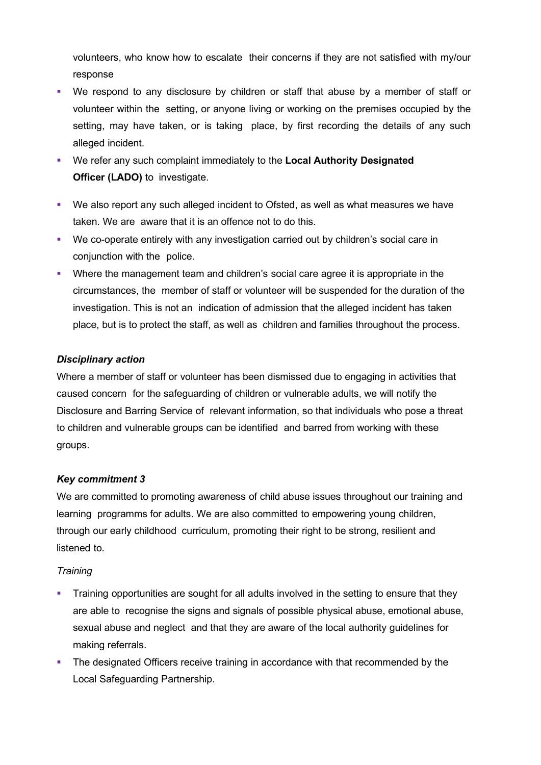volunteers, who know how to escalate their concerns if they are not satisfied with my/our response

- We respond to any disclosure by children or staff that abuse by a member of staff or volunteer within the setting, or anyone living or working on the premises occupied by the setting, may have taken, or is taking place, by first recording the details of any such alleged incident.
- We refer any such complaint immediately to the **Local Authority Designated Officer (LADO)** to investigate.
- We also report any such alleged incident to Ofsted, as well as what measures we have taken. We are aware that it is an offence not to do this.
- We co-operate entirely with any investigation carried out by children's social care in conjunction with the police.
- Where the management team and children's social care agree it is appropriate in the circumstances, the member of staff or volunteer will be suspended for the duration of the investigation. This is not an indication of admission that the alleged incident has taken place, but is to protect the staff, as well as children and families throughout the process.

***Disciplinary action***

Where a member of staff or volunteer has been dismissed due to engaging in activities that caused concern for the safeguarding of children or vulnerable adults, we will notify the Disclosure and Barring Service of relevant information, so that individuals who pose a threat to children and vulnerable groups can be identified and barred from working with these groups.

***Key commitment 3***

We are committed to promoting awareness of child abuse issues throughout our training and learning programms for adults. We are also committed to empowering young children, through our early childhood curriculum, promoting their right to be strong, resilient and listened to.

*Training*

- Training opportunities are sought for all adults involved in the setting to ensure that they are able to recognise the signs and signals of possible physical abuse, emotional abuse, sexual abuse and neglect and that they are aware of the local authority guidelines for making referrals.
- The designated Officers receive training in accordance with that recommended by the Local Safeguarding Partnership.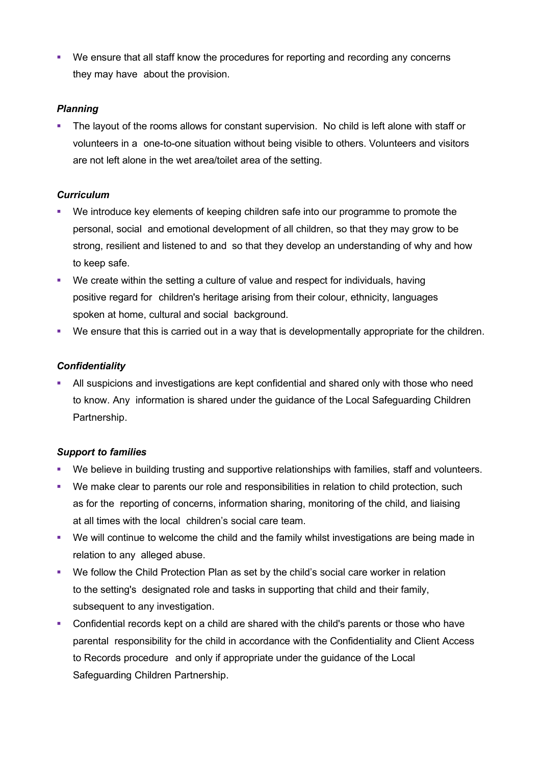- We ensure that all staff know the procedures for reporting and recording any concerns they may have about the provision.

***Planning***

- The layout of the rooms allows for constant supervision. No child is left alone with staff or volunteers in a one-to-one situation without being visible to others. Volunteers and visitors are not left alone in the wet area/toilet area of the setting.

***Curriculum***

- We introduce key elements of keeping children safe into our programme to promote the personal, social and emotional development of all children, so that they may grow to be strong, resilient and listened to and so that they develop an understanding of why and how to keep safe.
- We create within the setting a culture of value and respect for individuals, having positive regard for children's heritage arising from their colour, ethnicity, languages spoken at home, cultural and social background.
- We ensure that this is carried out in a way that is developmentally appropriate for the children.

***Confidentiality***

- All suspicions and investigations are kept confidential and shared only with those who need to know. Any information is shared under the guidance of the Local Safeguarding Children Partnership.

***Support to families***

- We believe in building trusting and supportive relationships with families, staff and volunteers.
- We make clear to parents our role and responsibilities in relation to child protection, such as for the reporting of concerns, information sharing, monitoring of the child, and liaising at all times with the local children's social care team.
- We will continue to welcome the child and the family whilst investigations are being made in relation to any alleged abuse.
- We follow the Child Protection Plan as set by the child's social care worker in relation to the setting's designated role and tasks in supporting that child and their family, subsequent to any investigation.
- Confidential records kept on a child are shared with the child's parents or those who have parental responsibility for the child in accordance with the Confidentiality and Client Access to Records procedure and only if appropriate under the guidance of the Local Safeguarding Children Partnership.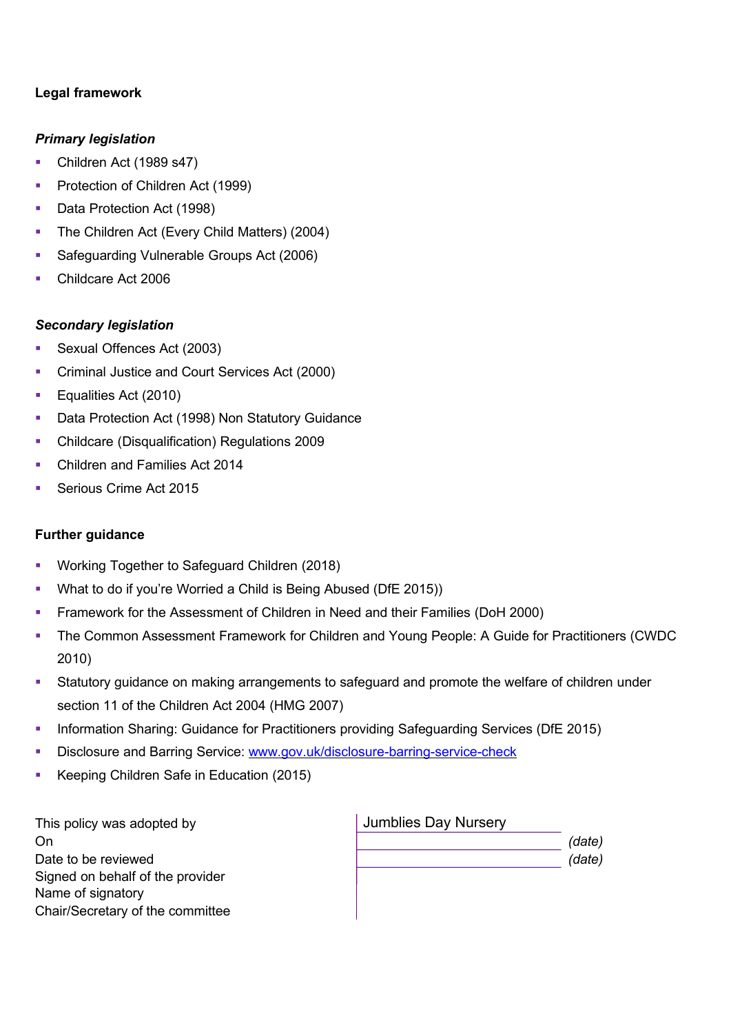**Legal framework**

***Primary legislation***

- Children Act (1989 s47)
- Protection of Children Act (1999)
- Data Protection Act (1998)
- The Children Act (Every Child Matters) (2004)
- Safeguarding Vulnerable Groups Act (2006)
- Childcare Act 2006

***Secondary legislation***

- Sexual Offences Act (2003)
- Criminal Justice and Court Services Act (2000)
- Equalities Act (2010)
- Data Protection Act (1998) Non Statutory Guidance
- Childcare (Disqualification) Regulations 2009
- Children and Families Act 2014
- Serious Crime Act 2015

**Further guidance**

- Working Together to Safeguard Children (2018)
- What to do if you're Worried a Child is Being Abused (DfE 2015))
- Framework for the Assessment of Children in Need and their Families (DoH 2000)
- The Common Assessment Framework for Children and Young People: A Guide for Practitioners (CWDC 2010)
- Statutory guidance on making arrangements to safeguard and promote the welfare of children under section 11 of the Children Act 2004 (HMG 2007)
- Information Sharing: Guidance for Practitioners providing Safeguarding Services (DfE 2015)
- Disclosure and Barring Service: [www.gov.uk/disclosure-barring-service-check](http://www.gov.uk/disclosure-barring-service-check)
- Keeping Children Safe in Education (2015)

| | | |
|---|---|---|
| This policy was adopted by | Jumblies Day Nursery | |
| On | | *(date)* |
| Date to be reviewed | | *(date)* |
| Signed on behalf of the provider | | |
| Name of signatory | | |
| Chair/Secretary of the committee | | |